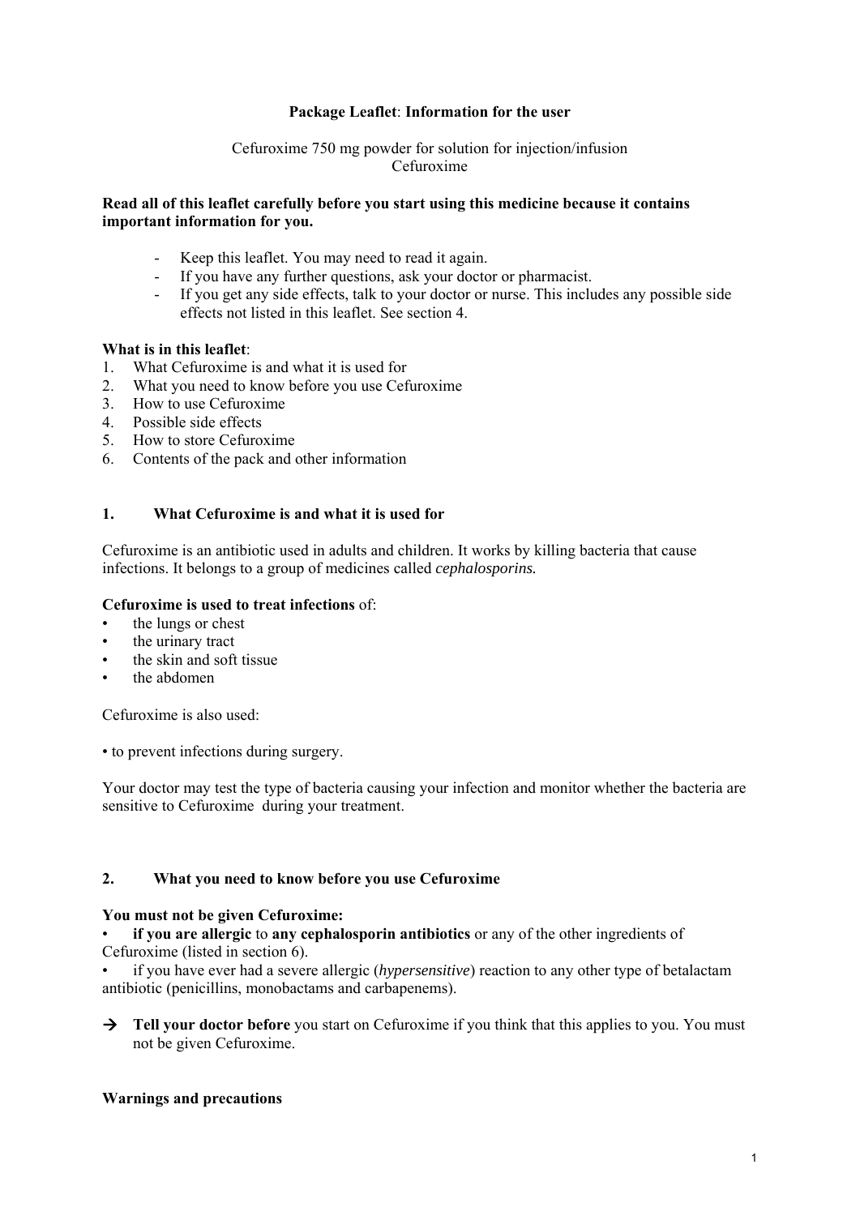**Package Leaflet**: **Information for the user**

Cefuroxime 750 mg powder for solution for injection/infusion
Cefuroxime

**Read all of this leaflet carefully before you start using this medicine because it contains important information for you.**

- Keep this leaflet. You may need to read it again.
- If you have any further questions, ask your doctor or pharmacist.
- If you get any side effects, talk to your doctor or nurse. This includes any possible side effects not listed in this leaflet. See section 4.

**What is in this leaflet**:

1. What Cefuroxime is and what it is used for
2. What you need to know before you use Cefuroxime
3. How to use Cefuroxime
4. Possible side effects
5. How to store Cefuroxime
6. Contents of the pack and other information

## 1. What Cefuroxime is and what it is used for

Cefuroxime is an antibiotic used in adults and children. It works by killing bacteria that cause infections. It belongs to a group of medicines called *cephalosporins.*

**Cefuroxime is used to treat infections** of:

- the lungs or chest
- the urinary tract
- the skin and soft tissue
- the abdomen

Cefuroxime is also used:

- to prevent infections during surgery.

Your doctor may test the type of bacteria causing your infection and monitor whether the bacteria are sensitive to Cefuroxime during your treatment.

## 2. What you need to know before you use Cefuroxime

**You must not be given Cefuroxime:**

- **if you are allergic** to **any cephalosporin antibiotics** or any of the other ingredients of Cefuroxime (listed in section 6).
- if you have ever had a severe allergic (*hypersensitive*) reaction to any other type of betalactam antibiotic (penicillins, monobactams and carbapenems).

→ **Tell your doctor before** you start on Cefuroxime if you think that this applies to you. You must not be given Cefuroxime.

**Warnings and precautions**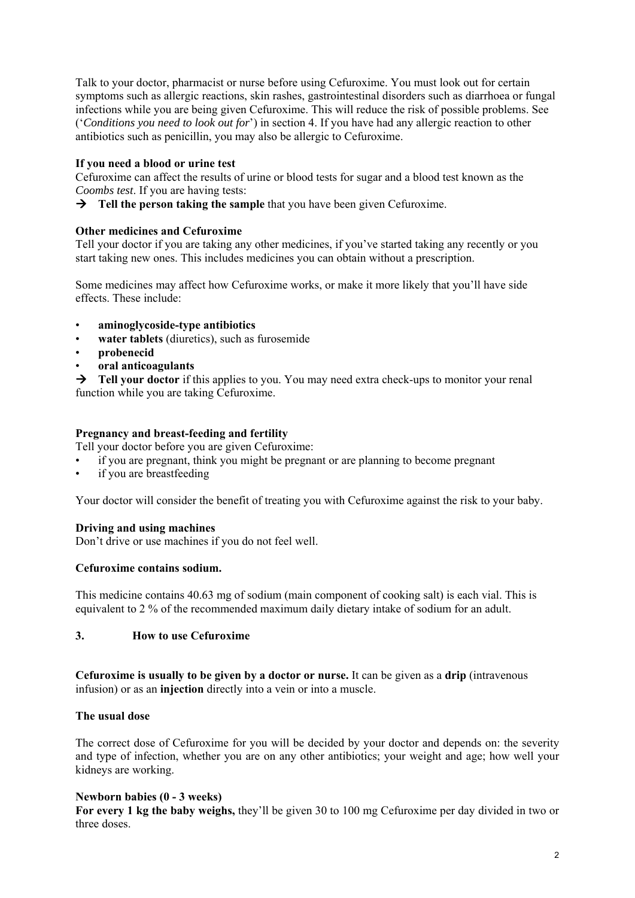Talk to your doctor, pharmacist or nurse before using Cefuroxime. You must look out for certain symptoms such as allergic reactions, skin rashes, gastrointestinal disorders such as diarrhoea or fungal infections while you are being given Cefuroxime. This will reduce the risk of possible problems. See ('*Conditions you need to look out for*') in section 4. If you have had any allergic reaction to other antibiotics such as penicillin, you may also be allergic to Cefuroxime.

**If you need a blood or urine test**

Cefuroxime can affect the results of urine or blood tests for sugar and a blood test known as the *Coombs test*. If you are having tests:

→ **Tell the person taking the sample** that you have been given Cefuroxime.

**Other medicines and Cefuroxime**

Tell your doctor if you are taking any other medicines, if you've started taking any recently or you start taking new ones. This includes medicines you can obtain without a prescription.

Some medicines may affect how Cefuroxime works, or make it more likely that you'll have side effects. These include:

- **aminoglycoside-type antibiotics**
- **water tablets** (diuretics), such as furosemide
- **probenecid**
- **oral anticoagulants**

→ **Tell your doctor** if this applies to you. You may need extra check-ups to monitor your renal function while you are taking Cefuroxime.

**Pregnancy and breast-feeding and fertility**

Tell your doctor before you are given Cefuroxime:

- if you are pregnant, think you might be pregnant or are planning to become pregnant
- if you are breastfeeding

Your doctor will consider the benefit of treating you with Cefuroxime against the risk to your baby.

**Driving and using machines**

Don't drive or use machines if you do not feel well.

**Cefuroxime contains sodium.**

This medicine contains 40.63 mg of sodium (main component of cooking salt) is each vial. This is equivalent to 2 % of the recommended maximum daily dietary intake of sodium for an adult.

## 3. How to use Cefuroxime

**Cefuroxime is usually to be given by a doctor or nurse.** It can be given as a **drip** (intravenous infusion) or as an **injection** directly into a vein or into a muscle.

**The usual dose**

The correct dose of Cefuroxime for you will be decided by your doctor and depends on: the severity and type of infection, whether you are on any other antibiotics; your weight and age; how well your kidneys are working.

**Newborn babies (0 - 3 weeks)**

**For every 1 kg the baby weighs,** they'll be given 30 to 100 mg Cefuroxime per day divided in two or three doses.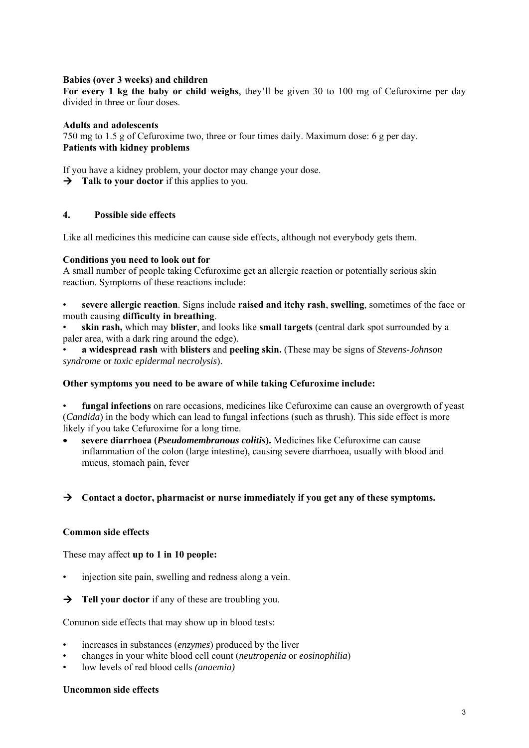**Babies (over 3 weeks) and children**

**For every 1 kg the baby or child weighs**, they'll be given 30 to 100 mg of Cefuroxime per day divided in three or four doses.

**Adults and adolescents**

750 mg to 1.5 g of Cefuroxime two, three or four times daily. Maximum dose: 6 g per day.

**Patients with kidney problems**

If you have a kidney problem, your doctor may change your dose.

→ **Talk to your doctor** if this applies to you.

## 4. Possible side effects

Like all medicines this medicine can cause side effects, although not everybody gets them.

**Conditions you need to look out for**

A small number of people taking Cefuroxime get an allergic reaction or potentially serious skin reaction. Symptoms of these reactions include:

- **severe allergic reaction**. Signs include **raised and itchy rash**, **swelling**, sometimes of the face or mouth causing **difficulty in breathing**.
- **skin rash,** which may **blister**, and looks like **small targets** (central dark spot surrounded by a paler area, with a dark ring around the edge).
- **a widespread rash** with **blisters** and **peeling skin.** (These may be signs of *Stevens-Johnson syndrome* or *toxic epidermal necrolysis*).

**Other symptoms you need to be aware of while taking Cefuroxime include:**

- **fungal infections** on rare occasions, medicines like Cefuroxime can cause an overgrowth of yeast (*Candida*) in the body which can lead to fungal infections (such as thrush). This side effect is more likely if you take Cefuroxime for a long time.
- **severe diarrhoea (*Pseudomembranous colitis*).** Medicines like Cefuroxime can cause inflammation of the colon (large intestine), causing severe diarrhoea, usually with blood and mucus, stomach pain, fever

→ **Contact a doctor, pharmacist or nurse immediately if you get any of these symptoms.**

**Common side effects**

These may affect **up to 1 in 10 people:**

- injection site pain, swelling and redness along a vein.

→ **Tell your doctor** if any of these are troubling you.

Common side effects that may show up in blood tests:

- increases in substances (*enzymes*) produced by the liver
- changes in your white blood cell count (*neutropenia* or *eosinophilia*)
- low levels of red blood cells *(anaemia)*

**Uncommon side effects**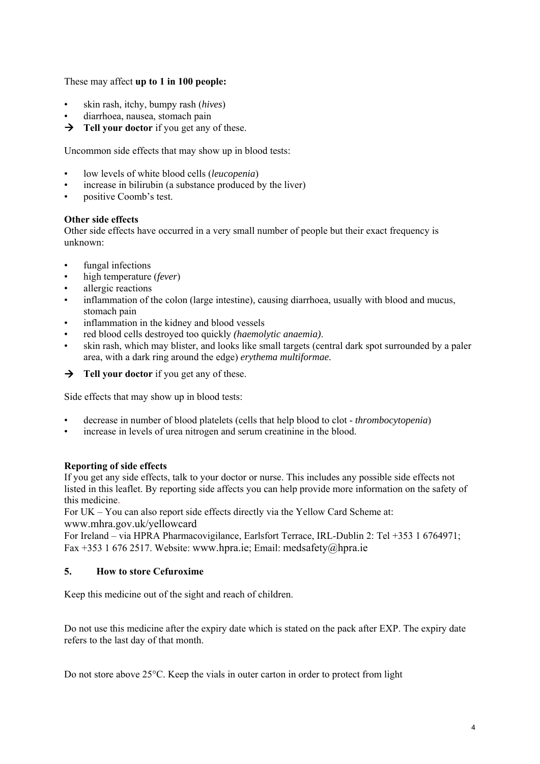These may affect **up to 1 in 100 people:**

- skin rash, itchy, bumpy rash (*hives*)
- diarrhoea, nausea, stomach pain

→ **Tell your doctor** if you get any of these.

Uncommon side effects that may show up in blood tests:

- low levels of white blood cells (*leucopenia*)
- increase in bilirubin (a substance produced by the liver)
- positive Coomb's test.

**Other side effects**

Other side effects have occurred in a very small number of people but their exact frequency is unknown:

- fungal infections
- high temperature (*fever*)
- allergic reactions
- inflammation of the colon (large intestine), causing diarrhoea, usually with blood and mucus, stomach pain
- inflammation in the kidney and blood vessels
- red blood cells destroyed too quickly *(haemolytic anaemia)*.
- skin rash, which may blister, and looks like small targets (central dark spot surrounded by a paler area, with a dark ring around the edge) *erythema multiformae.*

→ **Tell your doctor** if you get any of these.

Side effects that may show up in blood tests:

- decrease in number of blood platelets (cells that help blood to clot - *thrombocytopenia*)
- increase in levels of urea nitrogen and serum creatinine in the blood.

**Reporting of side effects**

If you get any side effects, talk to your doctor or nurse. This includes any possible side effects not listed in this leaflet. By reporting side affects you can help provide more information on the safety of this medicine.

For UK – You can also report side effects directly via the Yellow Card Scheme at: www.mhra.gov.uk/yellowcard

For Ireland – via HPRA Pharmacovigilance, Earlsfort Terrace, IRL-Dublin 2: Tel +353 1 6764971; Fax +353 1 676 2517. Website: www.hpra.ie; Email: medsafety@hpra.ie

## 5. How to store Cefuroxime

Keep this medicine out of the sight and reach of children.

Do not use this medicine after the expiry date which is stated on the pack after EXP. The expiry date refers to the last day of that month.

Do not store above 25°C. Keep the vials in outer carton in order to protect from light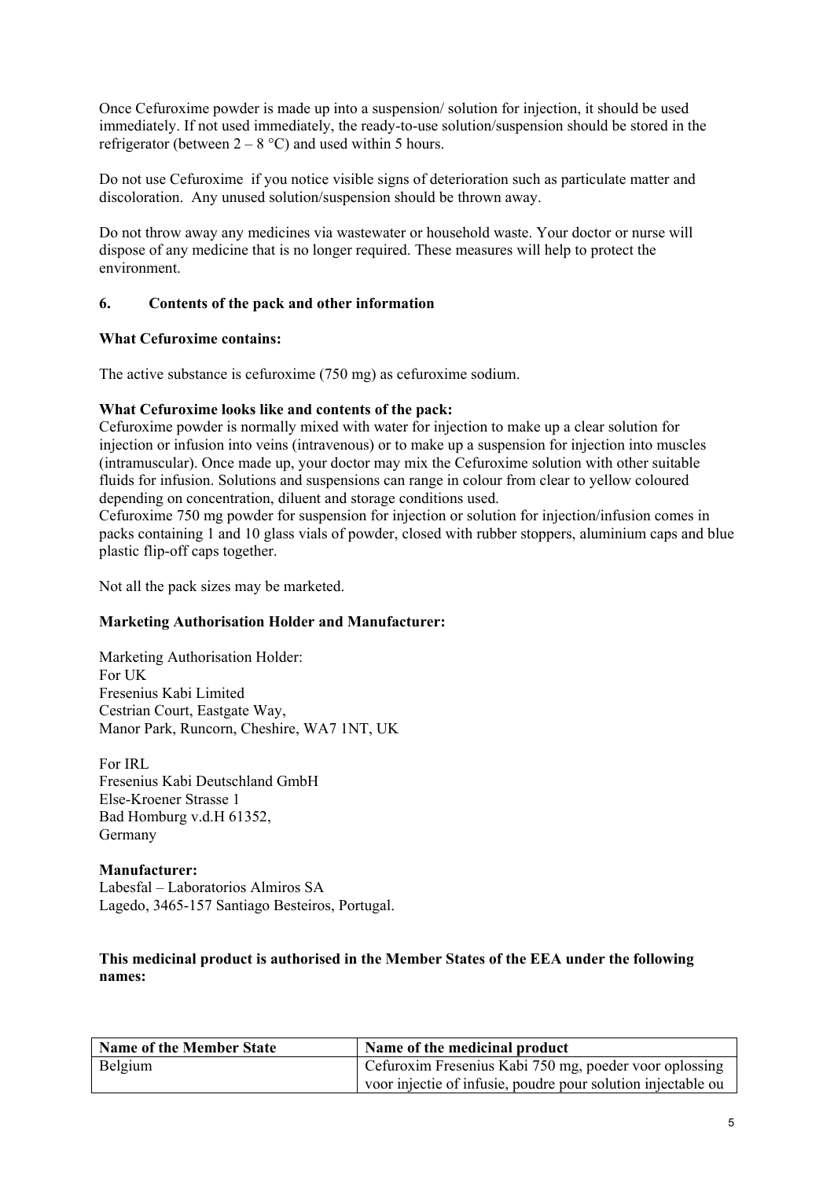Once Cefuroxime powder is made up into a suspension/ solution for injection, it should be used immediately. If not used immediately, the ready-to-use solution/suspension should be stored in the refrigerator (between 2 – 8 °C) and used within 5 hours.

Do not use Cefuroxime if you notice visible signs of deterioration such as particulate matter and discoloration. Any unused solution/suspension should be thrown away.

Do not throw away any medicines via wastewater or household waste. Your doctor or nurse will dispose of any medicine that is no longer required. These measures will help to protect the environment.

## 6. Contents of the pack and other information

**What Cefuroxime contains:**

The active substance is cefuroxime (750 mg) as cefuroxime sodium.

**What Cefuroxime looks like and contents of the pack:**

Cefuroxime powder is normally mixed with water for injection to make up a clear solution for injection or infusion into veins (intravenous) or to make up a suspension for injection into muscles (intramuscular). Once made up, your doctor may mix the Cefuroxime solution with other suitable fluids for infusion. Solutions and suspensions can range in colour from clear to yellow coloured depending on concentration, diluent and storage conditions used.

Cefuroxime 750 mg powder for suspension for injection or solution for injection/infusion comes in packs containing 1 and 10 glass vials of powder, closed with rubber stoppers, aluminium caps and blue plastic flip-off caps together.

Not all the pack sizes may be marketed.

**Marketing Authorisation Holder and Manufacturer:**

Marketing Authorisation Holder:
For UK
Fresenius Kabi Limited
Cestrian Court, Eastgate Way,
Manor Park, Runcorn, Cheshire, WA7 1NT, UK

For IRL
Fresenius Kabi Deutschland GmbH
Else-Kroener Strasse 1
Bad Homburg v.d.H 61352,
Germany

**Manufacturer:**
Labesfal – Laboratorios Almiros SA
Lagedo, 3465-157 Santiago Besteiros, Portugal.

**This medicinal product is authorised in the Member States of the EEA under the following names:**

| Name of the Member State | Name of the medicinal product |
|---|---|
| Belgium | Cefuroxim Fresenius Kabi 750 mg, poeder voor oplossing voor injectie of infusie, poudre pour solution injectable ou |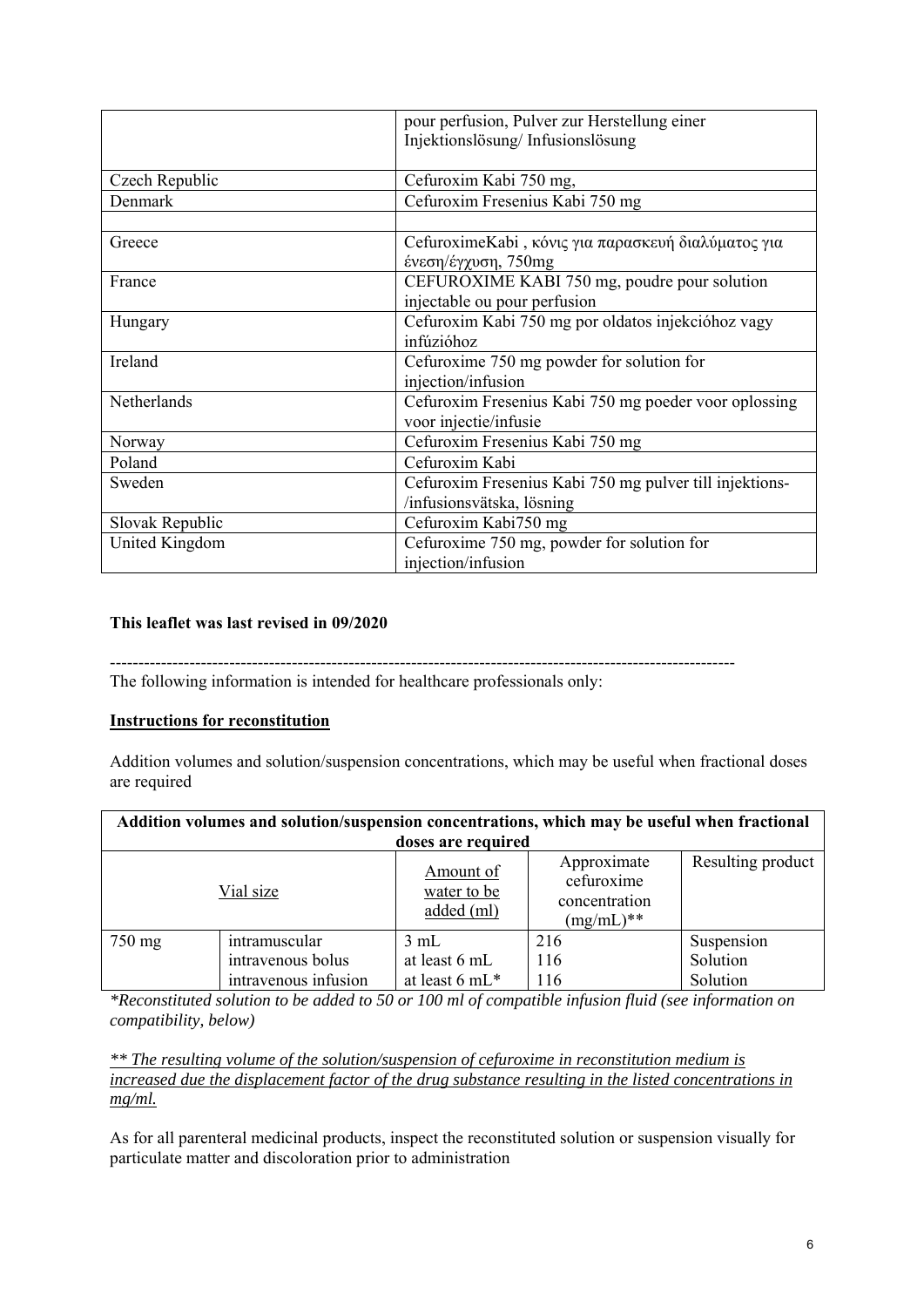| | |
|---|---|
| | pour perfusion, Pulver zur Herstellung einer Injektionslösung/ Infusionslösung |
| Czech Republic | Cefuroxim Kabi 750 mg, |
| Denmark | Cefuroxim Fresenius Kabi 750 mg |
| | |
| Greece | CefuroximeKabi , κόνις για παρασκευή διαλύματος για ένεση/έγχυση, 750mg |
| France | CEFUROXIME KABI 750 mg, poudre pour solution injectable ou pour perfusion |
| Hungary | Cefuroxim Kabi 750 mg por oldatos injekcióhoz vagy infúzióhoz |
| Ireland | Cefuroxime 750 mg powder for solution for injection/infusion |
| Netherlands | Cefuroxim Fresenius Kabi 750 mg poeder voor oplossing voor injectie/infusie |
| Norway | Cefuroxim Fresenius Kabi 750 mg |
| Poland | Cefuroxim Kabi |
| Sweden | Cefuroxim Fresenius Kabi 750 mg pulver till injektions-/infusionsvätska, lösning |
| Slovak Republic | Cefuroxim Kabi750 mg |
| United Kingdom | Cefuroxime 750 mg, powder for solution for injection/infusion |

**This leaflet was last revised in 09/2020**

---

The following information is intended for healthcare professionals only:

**Instructions for reconstitution**

Addition volumes and solution/suspension concentrations, which may be useful when fractional doses are required

| **Addition volumes and solution/suspension concentrations, which may be useful when fractional doses are required** | | | | |
|---|---|---|---|---|
| Vial size | | Amount of water to be added (ml) | Approximate cefuroxime concentration (mg/mL)** | Resulting product |
| 750 mg | intramuscular | 3 mL | 216 | Suspension |
| | intravenous bolus | at least 6 mL | 116 | Solution |
| | intravenous infusion | at least 6 mL* | 116 | Solution |

*\*Reconstituted solution to be added to 50 or 100 ml of compatible infusion fluid (see information on compatibility, below)*

*\*\* The resulting volume of the solution/suspension of cefuroxime in reconstitution medium is increased due the displacement factor of the drug substance resulting in the listed concentrations in mg/ml.*

As for all parenteral medicinal products, inspect the reconstituted solution or suspension visually for particulate matter and discoloration prior to administration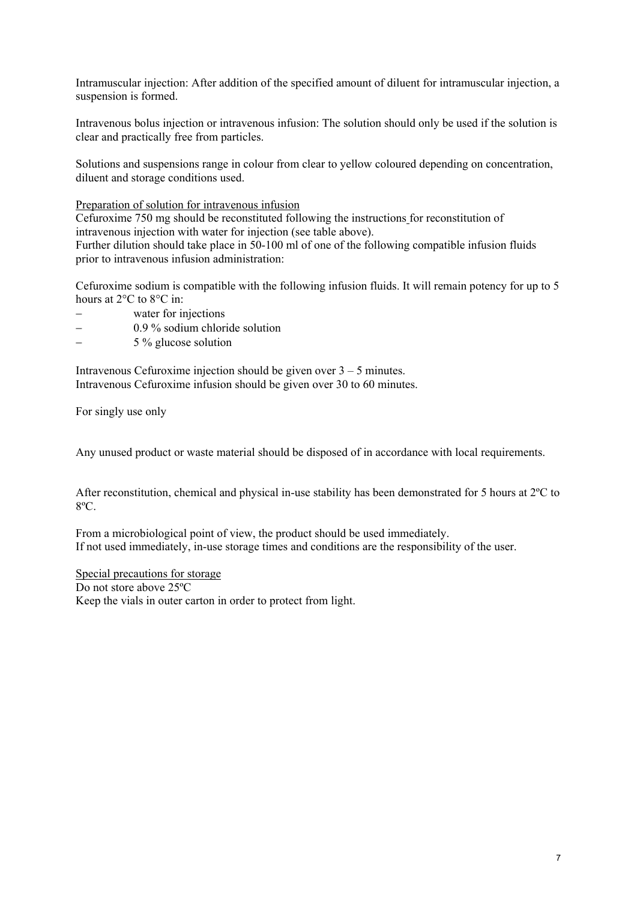Intramuscular injection: After addition of the specified amount of diluent for intramuscular injection, a suspension is formed.

Intravenous bolus injection or intravenous infusion: The solution should only be used if the solution is clear and practically free from particles.

Solutions and suspensions range in colour from clear to yellow coloured depending on concentration, diluent and storage conditions used.

Preparation of solution for intravenous infusion

Cefuroxime 750 mg should be reconstituted following the instructions for reconstitution of intravenous injection with water for injection (see table above).

Further dilution should take place in 50-100 ml of one of the following compatible infusion fluids prior to intravenous infusion administration:

Cefuroxime sodium is compatible with the following infusion fluids. It will remain potency for up to 5 hours at 2°C to 8°C in:

- water for injections
- 0.9 % sodium chloride solution
- 5 % glucose solution

Intravenous Cefuroxime injection should be given over 3 – 5 minutes.
Intravenous Cefuroxime infusion should be given over 30 to 60 minutes.

For singly use only

Any unused product or waste material should be disposed of in accordance with local requirements.

After reconstitution, chemical and physical in-use stability has been demonstrated for 5 hours at 2ºC to 8ºC.

From a microbiological point of view, the product should be used immediately.
If not used immediately, in-use storage times and conditions are the responsibility of the user.

Special precautions for storage

Do not store above 25ºC
Keep the vials in outer carton in order to protect from light.